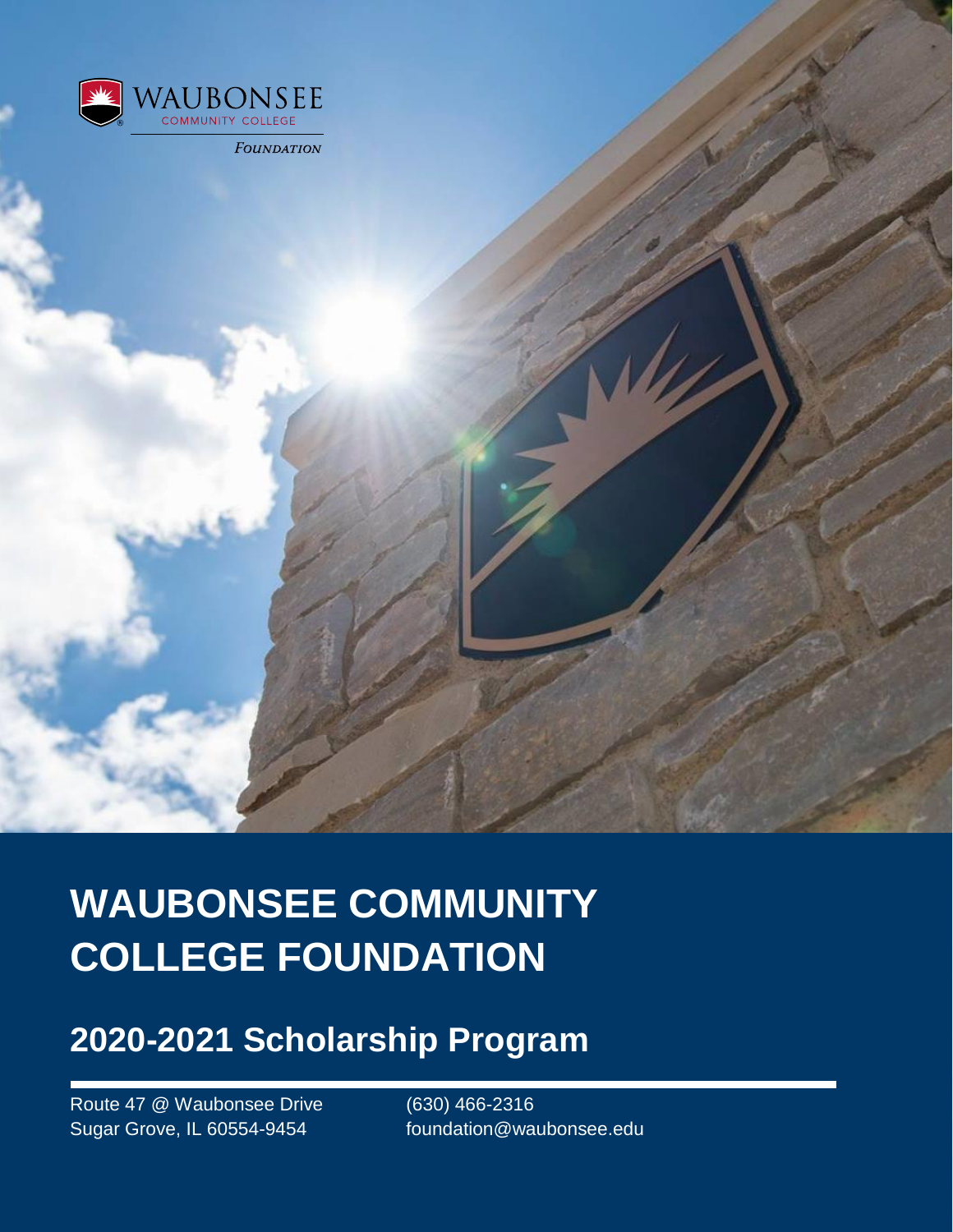WAUBONSEE COMMUNITY COLLEGE

*Foundation*

# WAUBONSEE COMMUNITY COLLEGE FOUNDATION

## 2020-2021 Scholarship Program

Route 47 @ Waubonsee Drive
Sugar Grove, IL 60554-9454

(630) 466-2316
foundation@waubonsee.edu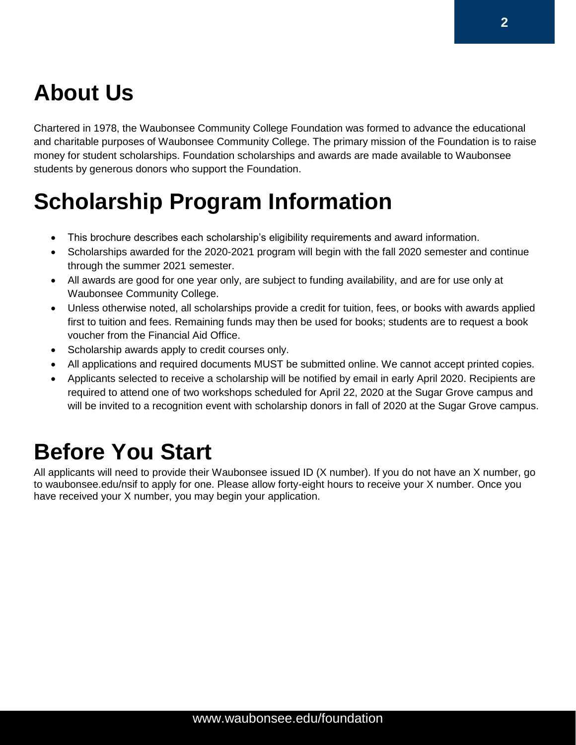# About Us

Chartered in 1978, the Waubonsee Community College Foundation was formed to advance the educational and charitable purposes of Waubonsee Community College. The primary mission of the Foundation is to raise money for student scholarships. Foundation scholarships and awards are made available to Waubonsee students by generous donors who support the Foundation.

# Scholarship Program Information

- This brochure describes each scholarship's eligibility requirements and award information.
- Scholarships awarded for the 2020-2021 program will begin with the fall 2020 semester and continue through the summer 2021 semester.
- All awards are good for one year only, are subject to funding availability, and are for use only at Waubonsee Community College.
- Unless otherwise noted, all scholarships provide a credit for tuition, fees, or books with awards applied first to tuition and fees. Remaining funds may then be used for books; students are to request a book voucher from the Financial Aid Office.
- Scholarship awards apply to credit courses only.
- All applications and required documents MUST be submitted online. We cannot accept printed copies.
- Applicants selected to receive a scholarship will be notified by email in early April 2020. Recipients are required to attend one of two workshops scheduled for April 22, 2020 at the Sugar Grove campus and will be invited to a recognition event with scholarship donors in fall of 2020 at the Sugar Grove campus.

# Before You Start

All applicants will need to provide their Waubonsee issued ID (X number). If you do not have an X number, go to waubonsee.edu/nsif to apply for one. Please allow forty-eight hours to receive your X number. Once you have received your X number, you may begin your application.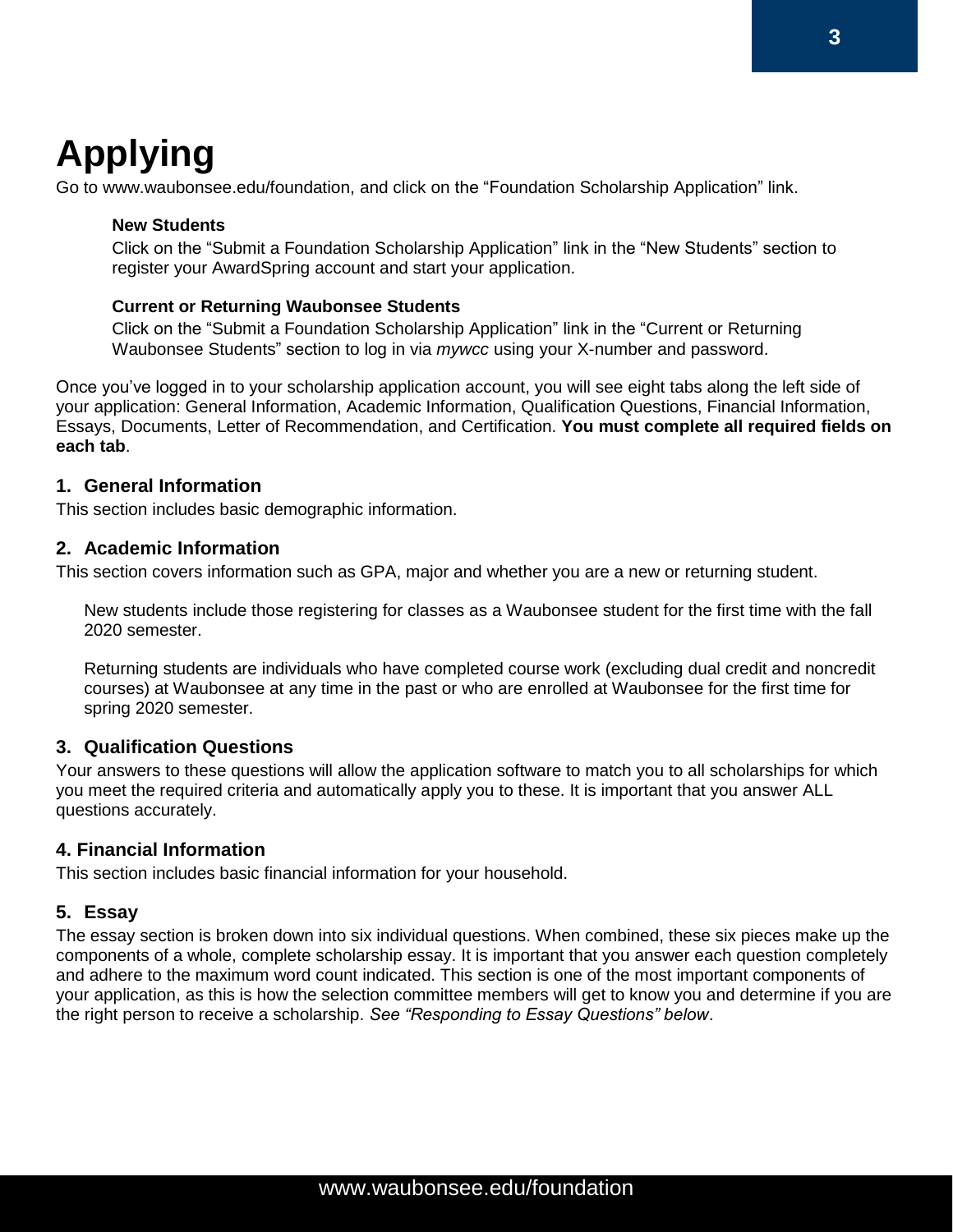# Applying

Go to www.waubonsee.edu/foundation, and click on the "Foundation Scholarship Application" link.

**New Students**

Click on the "Submit a Foundation Scholarship Application" link in the "New Students" section to register your AwardSpring account and start your application.

**Current or Returning Waubonsee Students**

Click on the "Submit a Foundation Scholarship Application" link in the "Current or Returning Waubonsee Students" section to log in via *mywcc* using your X-number and password.

Once you've logged in to your scholarship application account, you will see eight tabs along the left side of your application: General Information, Academic Information, Qualification Questions, Financial Information, Essays, Documents, Letter of Recommendation, and Certification. **You must complete all required fields on each tab**.

### 1. General Information

This section includes basic demographic information.

### 2. Academic Information

This section covers information such as GPA, major and whether you are a new or returning student.

New students include those registering for classes as a Waubonsee student for the first time with the fall 2020 semester.

Returning students are individuals who have completed course work (excluding dual credit and noncredit courses) at Waubonsee at any time in the past or who are enrolled at Waubonsee for the first time for spring 2020 semester.

### 3. Qualification Questions

Your answers to these questions will allow the application software to match you to all scholarships for which you meet the required criteria and automatically apply you to these. It is important that you answer ALL questions accurately.

### 4. Financial Information

This section includes basic financial information for your household.

### 5. Essay

The essay section is broken down into six individual questions. When combined, these six pieces make up the components of a whole, complete scholarship essay. It is important that you answer each question completely and adhere to the maximum word count indicated. This section is one of the most important components of your application, as this is how the selection committee members will get to know you and determine if you are the right person to receive a scholarship. *See "Responding to Essay Questions" below*.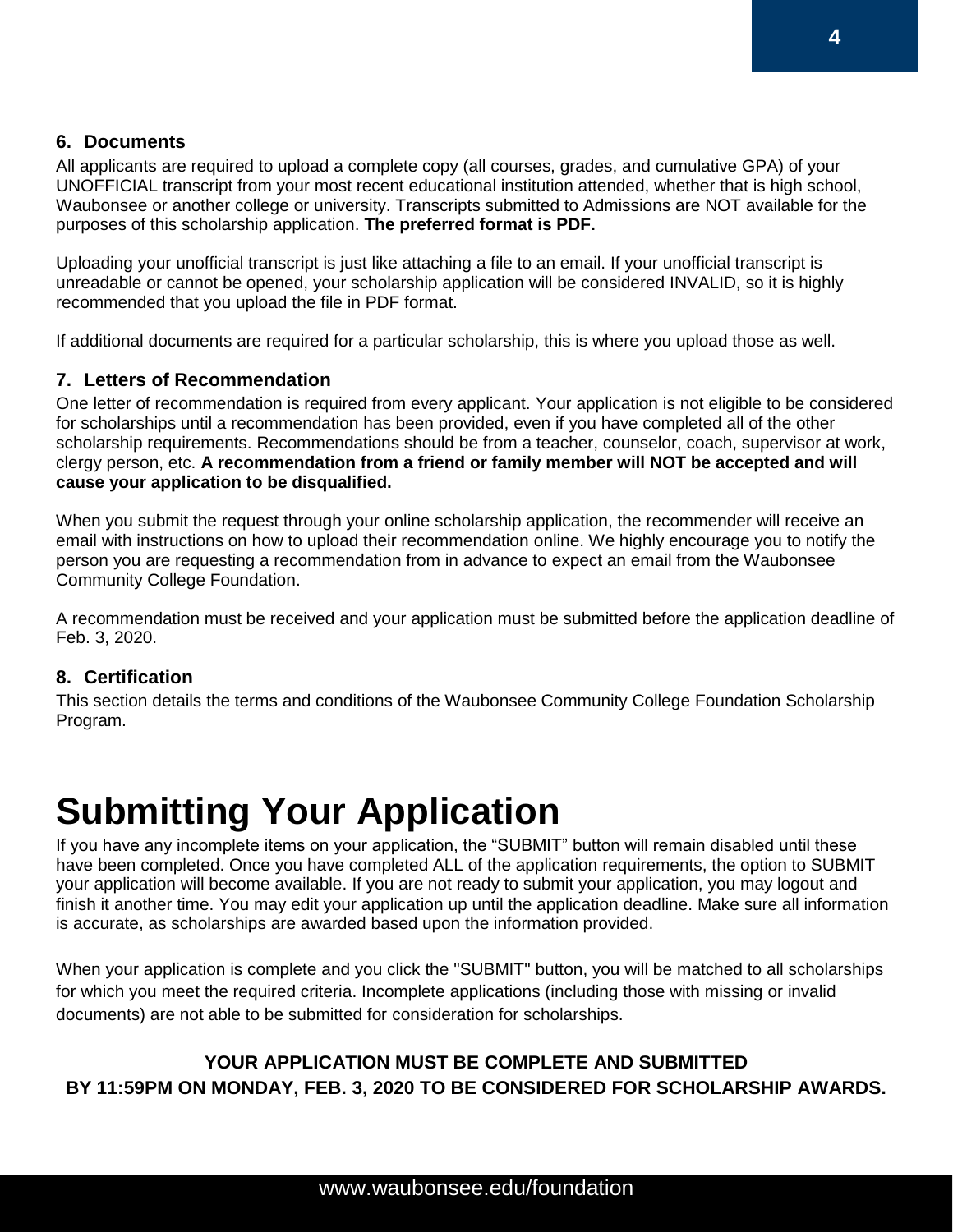### 6. Documents

All applicants are required to upload a complete copy (all courses, grades, and cumulative GPA) of your UNOFFICIAL transcript from your most recent educational institution attended, whether that is high school, Waubonsee or another college or university. Transcripts submitted to Admissions are NOT available for the purposes of this scholarship application. **The preferred format is PDF.**

Uploading your unofficial transcript is just like attaching a file to an email. If your unofficial transcript is unreadable or cannot be opened, your scholarship application will be considered INVALID, so it is highly recommended that you upload the file in PDF format.

If additional documents are required for a particular scholarship, this is where you upload those as well.

### 7. Letters of Recommendation

One letter of recommendation is required from every applicant. Your application is not eligible to be considered for scholarships until a recommendation has been provided, even if you have completed all of the other scholarship requirements. Recommendations should be from a teacher, counselor, coach, supervisor at work, clergy person, etc. **A recommendation from a friend or family member will NOT be accepted and will cause your application to be disqualified.**

When you submit the request through your online scholarship application, the recommender will receive an email with instructions on how to upload their recommendation online. We highly encourage you to notify the person you are requesting a recommendation from in advance to expect an email from the Waubonsee Community College Foundation.

A recommendation must be received and your application must be submitted before the application deadline of Feb. 3, 2020.

### 8. Certification

This section details the terms and conditions of the Waubonsee Community College Foundation Scholarship Program.

# Submitting Your Application

If you have any incomplete items on your application, the "SUBMIT" button will remain disabled until these have been completed. Once you have completed ALL of the application requirements, the option to SUBMIT your application will become available. If you are not ready to submit your application, you may logout and finish it another time. You may edit your application up until the application deadline. Make sure all information is accurate, as scholarships are awarded based upon the information provided.

When your application is complete and you click the "SUBMIT" button, you will be matched to all scholarships for which you meet the required criteria. Incomplete applications (including those with missing or invalid documents) are not able to be submitted for consideration for scholarships.

**YOUR APPLICATION MUST BE COMPLETE AND SUBMITTED BY 11:59PM ON MONDAY, FEB. 3, 2020 TO BE CONSIDERED FOR SCHOLARSHIP AWARDS.**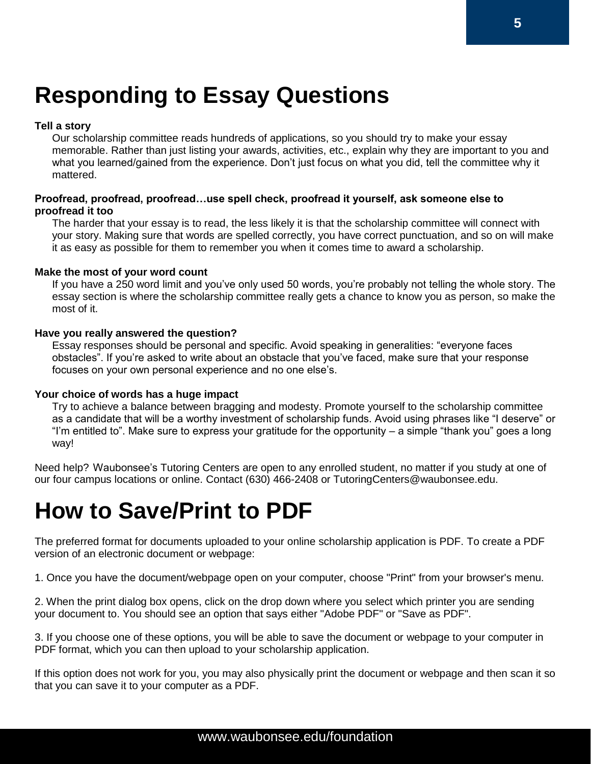# Responding to Essay Questions

**Tell a story**

Our scholarship committee reads hundreds of applications, so you should try to make your essay memorable. Rather than just listing your awards, activities, etc., explain why they are important to you and what you learned/gained from the experience. Don't just focus on what you did, tell the committee why it mattered.

**Proofread, proofread, proofread…use spell check, proofread it yourself, ask someone else to proofread it too**

The harder that your essay is to read, the less likely it is that the scholarship committee will connect with your story. Making sure that words are spelled correctly, you have correct punctuation, and so on will make it as easy as possible for them to remember you when it comes time to award a scholarship.

**Make the most of your word count**

If you have a 250 word limit and you've only used 50 words, you're probably not telling the whole story. The essay section is where the scholarship committee really gets a chance to know you as person, so make the most of it.

**Have you really answered the question?**

Essay responses should be personal and specific. Avoid speaking in generalities: "everyone faces obstacles". If you're asked to write about an obstacle that you've faced, make sure that your response focuses on your own personal experience and no one else's.

**Your choice of words has a huge impact**

Try to achieve a balance between bragging and modesty. Promote yourself to the scholarship committee as a candidate that will be a worthy investment of scholarship funds. Avoid using phrases like "I deserve" or "I'm entitled to". Make sure to express your gratitude for the opportunity – a simple "thank you" goes a long way!

Need help? Waubonsee's Tutoring Centers are open to any enrolled student, no matter if you study at one of our four campus locations or online. Contact (630) 466-2408 or TutoringCenters@waubonsee.edu.

# How to Save/Print to PDF

The preferred format for documents uploaded to your online scholarship application is PDF. To create a PDF version of an electronic document or webpage:

1. Once you have the document/webpage open on your computer, choose "Print" from your browser's menu.

2. When the print dialog box opens, click on the drop down where you select which printer you are sending your document to. You should see an option that says either "Adobe PDF" or "Save as PDF".

3. If you choose one of these options, you will be able to save the document or webpage to your computer in PDF format, which you can then upload to your scholarship application.

If this option does not work for you, you may also physically print the document or webpage and then scan it so that you can save it to your computer as a PDF.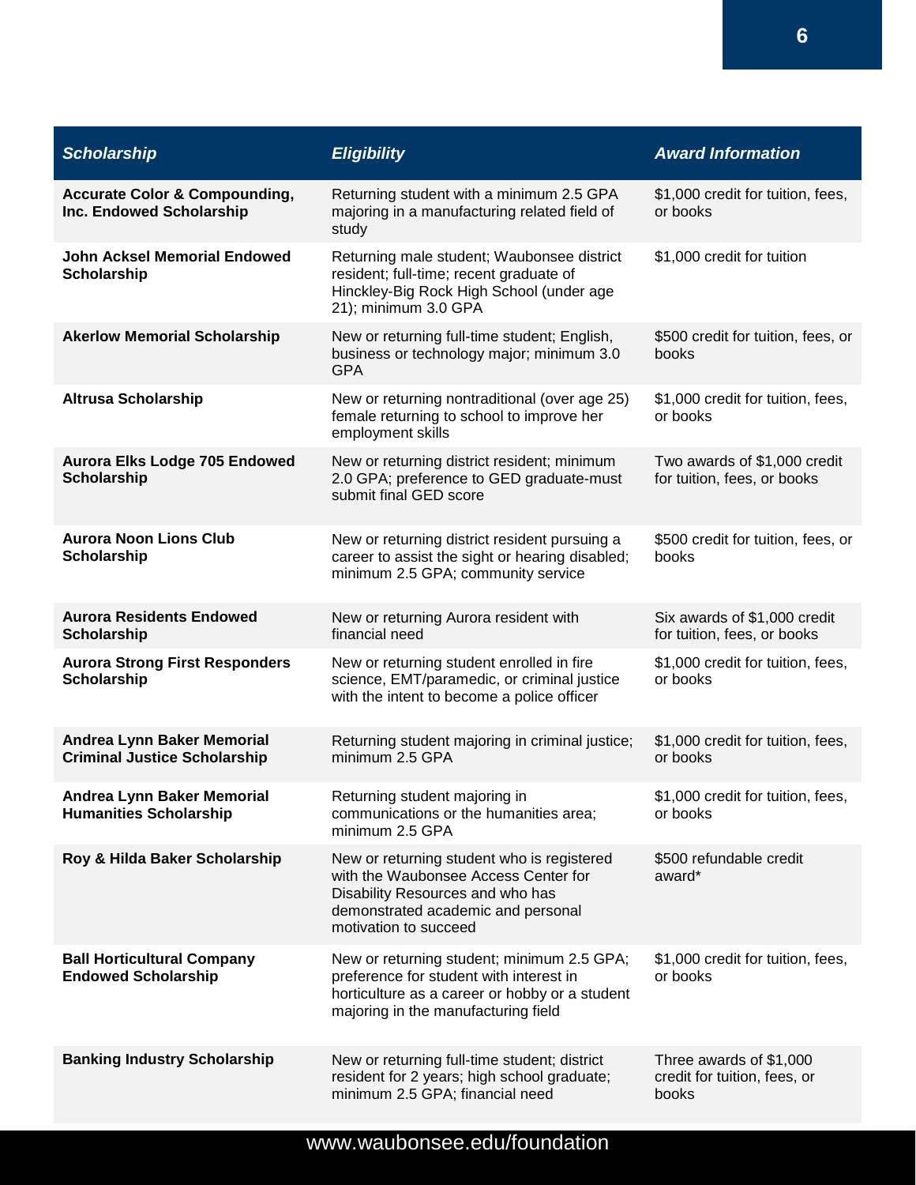| Scholarship | Eligibility | Award Information |
|---|---|---|
| **Accurate Color & Compounding, Inc. Endowed Scholarship** | Returning student with a minimum 2.5 GPA majoring in a manufacturing related field of study | $1,000 credit for tuition, fees, or books |
| **John Acksel Memorial Endowed Scholarship** | Returning male student; Waubonsee district resident; full-time; recent graduate of Hinckley-Big Rock High School (under age 21); minimum 3.0 GPA | $1,000 credit for tuition |
| **Akerlow Memorial Scholarship** | New or returning full-time student; English, business or technology major; minimum 3.0 GPA | $500 credit for tuition, fees, or books |
| **Altrusa Scholarship** | New or returning nontraditional (over age 25) female returning to school to improve her employment skills | $1,000 credit for tuition, fees, or books |
| **Aurora Elks Lodge 705 Endowed Scholarship** | New or returning district resident; minimum 2.0 GPA; preference to GED graduate-must submit final GED score | Two awards of $1,000 credit for tuition, fees, or books |
| **Aurora Noon Lions Club Scholarship** | New or returning district resident pursuing a career to assist the sight or hearing disabled; minimum 2.5 GPA; community service | $500 credit for tuition, fees, or books |
| **Aurora Residents Endowed Scholarship** | New or returning Aurora resident with financial need | Six awards of $1,000 credit for tuition, fees, or books |
| **Aurora Strong First Responders Scholarship** | New or returning student enrolled in fire science, EMT/paramedic, or criminal justice with the intent to become a police officer | $1,000 credit for tuition, fees, or books |
| **Andrea Lynn Baker Memorial Criminal Justice Scholarship** | Returning student majoring in criminal justice; minimum 2.5 GPA | $1,000 credit for tuition, fees, or books |
| **Andrea Lynn Baker Memorial Humanities Scholarship** | Returning student majoring in communications or the humanities area; minimum 2.5 GPA | $1,000 credit for tuition, fees, or books |
| **Roy & Hilda Baker Scholarship** | New or returning student who is registered with the Waubonsee Access Center for Disability Resources and who has demonstrated academic and personal motivation to succeed | $500 refundable credit award* |
| **Ball Horticultural Company Endowed Scholarship** | New or returning student; minimum 2.5 GPA; preference for student with interest in horticulture as a career or hobby or a student majoring in the manufacturing field | $1,000 credit for tuition, fees, or books |
| **Banking Industry Scholarship** | New or returning full-time student; district resident for 2 years; high school graduate; minimum 2.5 GPA; financial need | Three awards of $1,000 credit for tuition, fees, or books |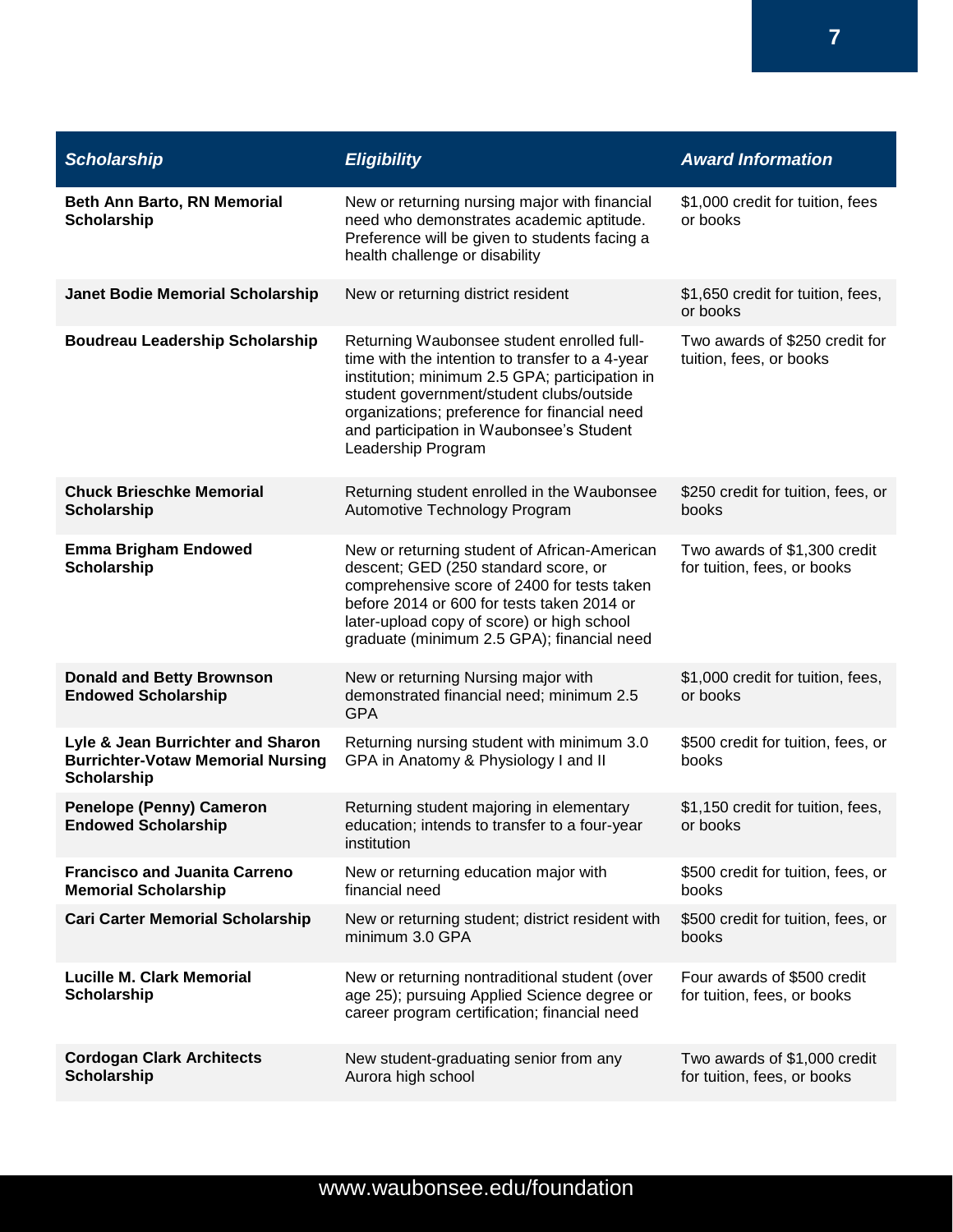| *Scholarship* | *Eligibility* | *Award Information* |
|---|---|---|
| **Beth Ann Barto, RN Memorial Scholarship** | New or returning nursing major with financial need who demonstrates academic aptitude. Preference will be given to students facing a health challenge or disability | $1,000 credit for tuition, fees or books |
| **Janet Bodie Memorial Scholarship** | New or returning district resident | $1,650 credit for tuition, fees, or books |
| **Boudreau Leadership Scholarship** | Returning Waubonsee student enrolled full-time with the intention to transfer to a 4-year institution; minimum 2.5 GPA; participation in student government/student clubs/outside organizations; preference for financial need and participation in Waubonsee's Student Leadership Program | Two awards of $250 credit for tuition, fees, or books |
| **Chuck Brieschke Memorial Scholarship** | Returning student enrolled in the Waubonsee Automotive Technology Program | $250 credit for tuition, fees, or books |
| **Emma Brigham Endowed Scholarship** | New or returning student of African-American descent; GED (250 standard score, or comprehensive score of 2400 for tests taken before 2014 or 600 for tests taken 2014 or later-upload copy of score) or high school graduate (minimum 2.5 GPA); financial need | Two awards of $1,300 credit for tuition, fees, or books |
| **Donald and Betty Brownson Endowed Scholarship** | New or returning Nursing major with demonstrated financial need; minimum 2.5 GPA | $1,000 credit for tuition, fees, or books |
| **Lyle & Jean Burrichter and Sharon Burrichter-Votaw Memorial Nursing Scholarship** | Returning nursing student with minimum 3.0 GPA in Anatomy & Physiology I and II | $500 credit for tuition, fees, or books |
| **Penelope (Penny) Cameron Endowed Scholarship** | Returning student majoring in elementary education; intends to transfer to a four-year institution | $1,150 credit for tuition, fees, or books |
| **Francisco and Juanita Carreno Memorial Scholarship** | New or returning education major with financial need | $500 credit for tuition, fees, or books |
| **Cari Carter Memorial Scholarship** | New or returning student; district resident with minimum 3.0 GPA | $500 credit for tuition, fees, or books |
| **Lucille M. Clark Memorial Scholarship** | New or returning nontraditional student (over age 25); pursuing Applied Science degree or career program certification; financial need | Four awards of $500 credit for tuition, fees, or books |
| **Cordogan Clark Architects Scholarship** | New student-graduating senior from any Aurora high school | Two awards of $1,000 credit for tuition, fees, or books |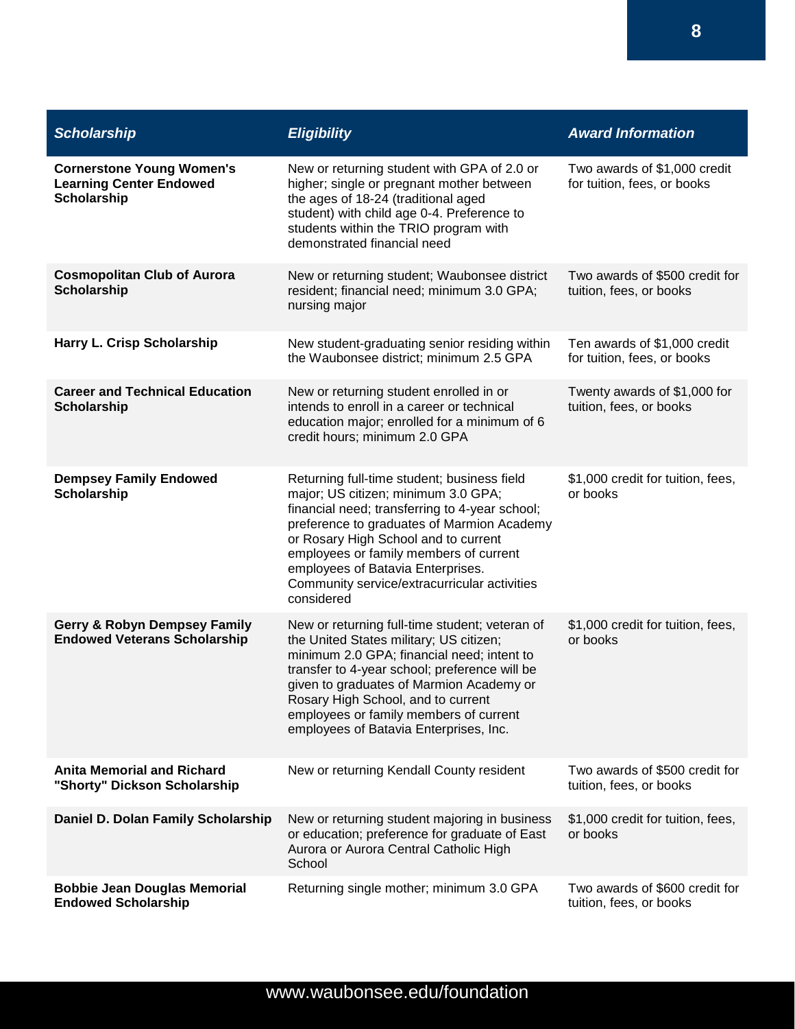| Scholarship | Eligibility | Award Information |
|---|---|---|
| **Cornerstone Young Women's Learning Center Endowed Scholarship** | New or returning student with GPA of 2.0 or higher; single or pregnant mother between the ages of 18-24 (traditional aged student) with child age 0-4. Preference to students within the TRIO program with demonstrated financial need | Two awards of $1,000 credit for tuition, fees, or books |
| **Cosmopolitan Club of Aurora Scholarship** | New or returning student; Waubonsee district resident; financial need; minimum 3.0 GPA; nursing major | Two awards of $500 credit for tuition, fees, or books |
| **Harry L. Crisp Scholarship** | New student-graduating senior residing within the Waubonsee district; minimum 2.5 GPA | Ten awards of $1,000 credit for tuition, fees, or books |
| **Career and Technical Education Scholarship** | New or returning student enrolled in or intends to enroll in a career or technical education major; enrolled for a minimum of 6 credit hours; minimum 2.0 GPA | Twenty awards of $1,000 for tuition, fees, or books |
| **Dempsey Family Endowed Scholarship** | Returning full-time student; business field major; US citizen; minimum 3.0 GPA; financial need; transferring to 4-year school; preference to graduates of Marmion Academy or Rosary High School and to current employees or family members of current employees of Batavia Enterprises. Community service/extracurricular activities considered | $1,000 credit for tuition, fees, or books |
| **Gerry & Robyn Dempsey Family Endowed Veterans Scholarship** | New or returning full-time student; veteran of the United States military; US citizen; minimum 2.0 GPA; financial need; intent to transfer to 4-year school; preference will be given to graduates of Marmion Academy or Rosary High School, and to current employees or family members of current employees of Batavia Enterprises, Inc. | $1,000 credit for tuition, fees, or books |
| **Anita Memorial and Richard "Shorty" Dickson Scholarship** | New or returning Kendall County resident | Two awards of $500 credit for tuition, fees, or books |
| **Daniel D. Dolan Family Scholarship** | New or returning student majoring in business or education; preference for graduate of East Aurora or Aurora Central Catholic High School | $1,000 credit for tuition, fees, or books |
| **Bobbie Jean Douglas Memorial Endowed Scholarship** | Returning single mother; minimum 3.0 GPA | Two awards of $600 credit for tuition, fees, or books |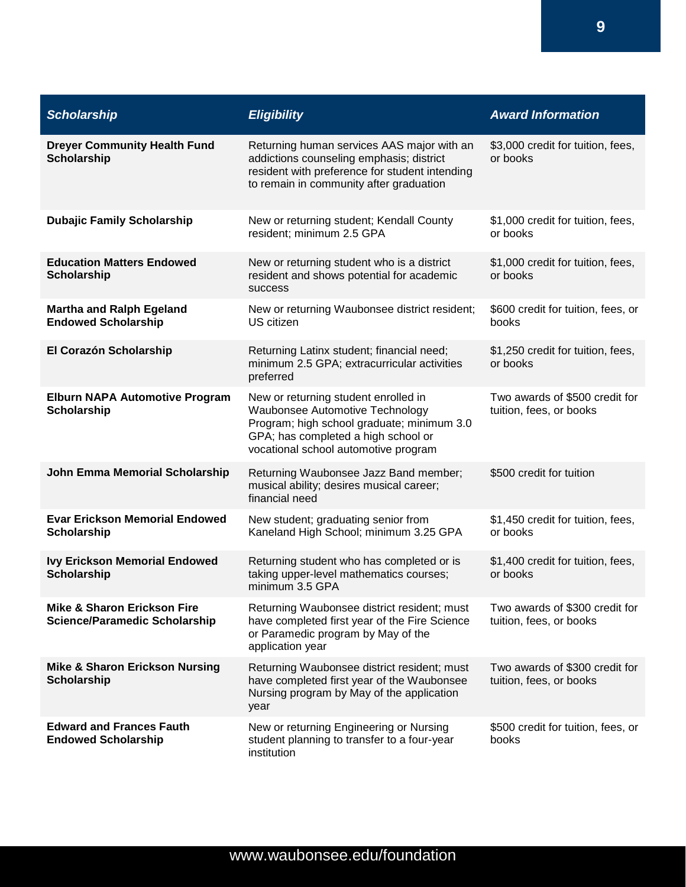| Scholarship | Eligibility | Award Information |
|---|---|---|
| **Dreyer Community Health Fund Scholarship** | Returning human services AAS major with an addictions counseling emphasis; district resident with preference for student intending to remain in community after graduation | $3,000 credit for tuition, fees, or books |
| **Dubajic Family Scholarship** | New or returning student; Kendall County resident; minimum 2.5 GPA | $1,000 credit for tuition, fees, or books |
| **Education Matters Endowed Scholarship** | New or returning student who is a district resident and shows potential for academic success | $1,000 credit for tuition, fees, or books |
| **Martha and Ralph Egeland Endowed Scholarship** | New or returning Waubonsee district resident; US citizen | $600 credit for tuition, fees, or books |
| **El Corazón Scholarship** | Returning Latinx student; financial need; minimum 2.5 GPA; extracurricular activities preferred | $1,250 credit for tuition, fees, or books |
| **Elburn NAPA Automotive Program Scholarship** | New or returning student enrolled in Waubonsee Automotive Technology Program; high school graduate; minimum 3.0 GPA; has completed a high school or vocational school automotive program | Two awards of $500 credit for tuition, fees, or books |
| **John Emma Memorial Scholarship** | Returning Waubonsee Jazz Band member; musical ability; desires musical career; financial need | $500 credit for tuition |
| **Evar Erickson Memorial Endowed Scholarship** | New student; graduating senior from Kaneland High School; minimum 3.25 GPA | $1,450 credit for tuition, fees, or books |
| **Ivy Erickson Memorial Endowed Scholarship** | Returning student who has completed or is taking upper-level mathematics courses; minimum 3.5 GPA | $1,400 credit for tuition, fees, or books |
| **Mike & Sharon Erickson Fire Science/Paramedic Scholarship** | Returning Waubonsee district resident; must have completed first year of the Fire Science or Paramedic program by May of the application year | Two awards of $300 credit for tuition, fees, or books |
| **Mike & Sharon Erickson Nursing Scholarship** | Returning Waubonsee district resident; must have completed first year of the Waubonsee Nursing program by May of the application year | Two awards of $300 credit for tuition, fees, or books |
| **Edward and Frances Fauth Endowed Scholarship** | New or returning Engineering or Nursing student planning to transfer to a four-year institution | $500 credit for tuition, fees, or books |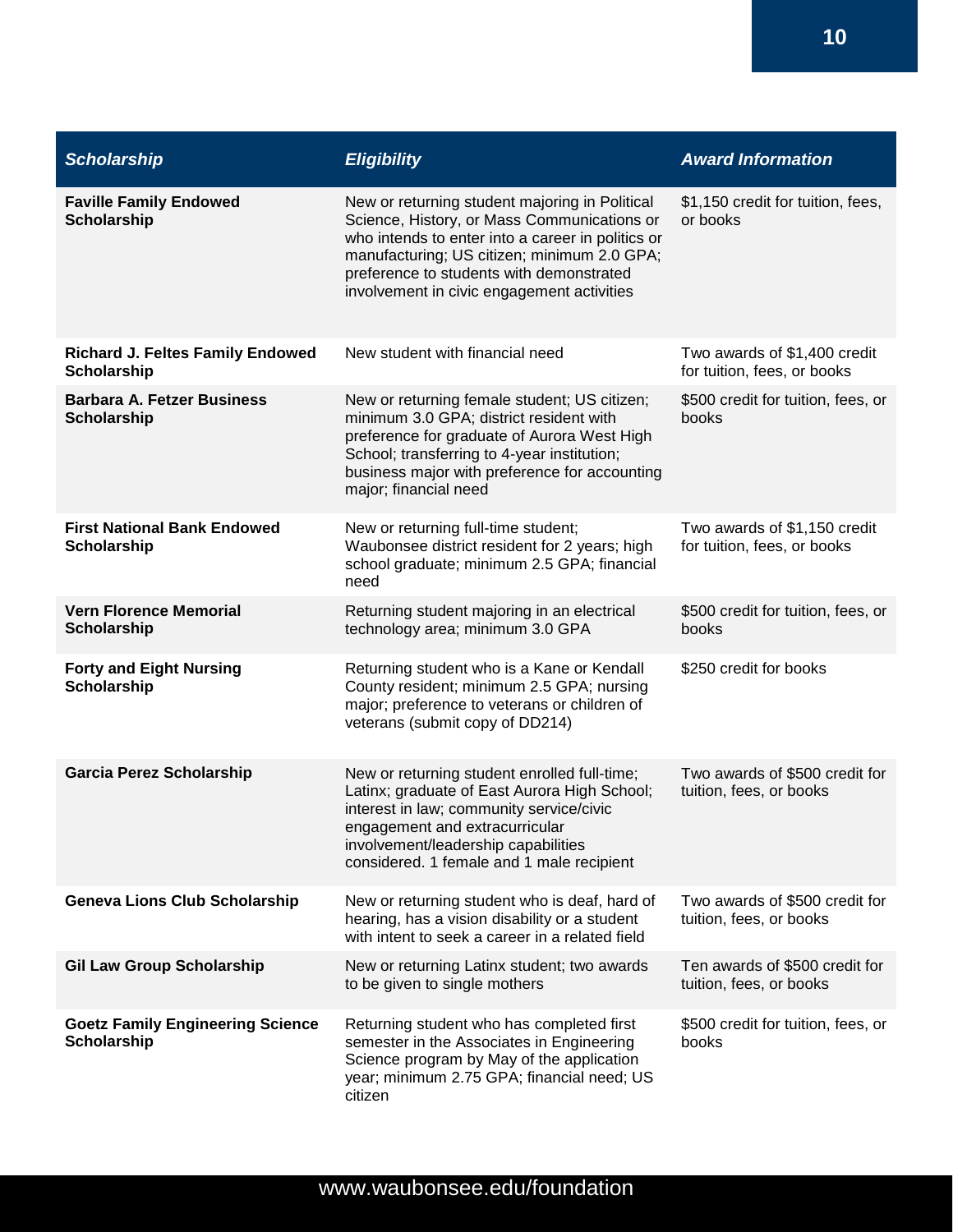| *Scholarship* | *Eligibility* | *Award Information* |
|---|---|---|
| **Faville Family Endowed Scholarship** | New or returning student majoring in Political Science, History, or Mass Communications or who intends to enter into a career in politics or manufacturing; US citizen; minimum 2.0 GPA; preference to students with demonstrated involvement in civic engagement activities | $1,150 credit for tuition, fees, or books |
| **Richard J. Feltes Family Endowed Scholarship** | New student with financial need | Two awards of $1,400 credit for tuition, fees, or books |
| **Barbara A. Fetzer Business Scholarship** | New or returning female student; US citizen; minimum 3.0 GPA; district resident with preference for graduate of Aurora West High School; transferring to 4-year institution; business major with preference for accounting major; financial need | $500 credit for tuition, fees, or books |
| **First National Bank Endowed Scholarship** | New or returning full-time student; Waubonsee district resident for 2 years; high school graduate; minimum 2.5 GPA; financial need | Two awards of $1,150 credit for tuition, fees, or books |
| **Vern Florence Memorial Scholarship** | Returning student majoring in an electrical technology area; minimum 3.0 GPA | $500 credit for tuition, fees, or books |
| **Forty and Eight Nursing Scholarship** | Returning student who is a Kane or Kendall County resident; minimum 2.5 GPA; nursing major; preference to veterans or children of veterans (submit copy of DD214) | $250 credit for books |
| **Garcia Perez Scholarship** | New or returning student enrolled full-time; Latinx; graduate of East Aurora High School; interest in law; community service/civic engagement and extracurricular involvement/leadership capabilities considered. 1 female and 1 male recipient | Two awards of $500 credit for tuition, fees, or books |
| **Geneva Lions Club Scholarship** | New or returning student who is deaf, hard of hearing, has a vision disability or a student with intent to seek a career in a related field | Two awards of $500 credit for tuition, fees, or books |
| **Gil Law Group Scholarship** | New or returning Latinx student; two awards to be given to single mothers | Ten awards of $500 credit for tuition, fees, or books |
| **Goetz Family Engineering Science Scholarship** | Returning student who has completed first semester in the Associates in Engineering Science program by May of the application year; minimum 2.75 GPA; financial need; US citizen | $500 credit for tuition, fees, or books |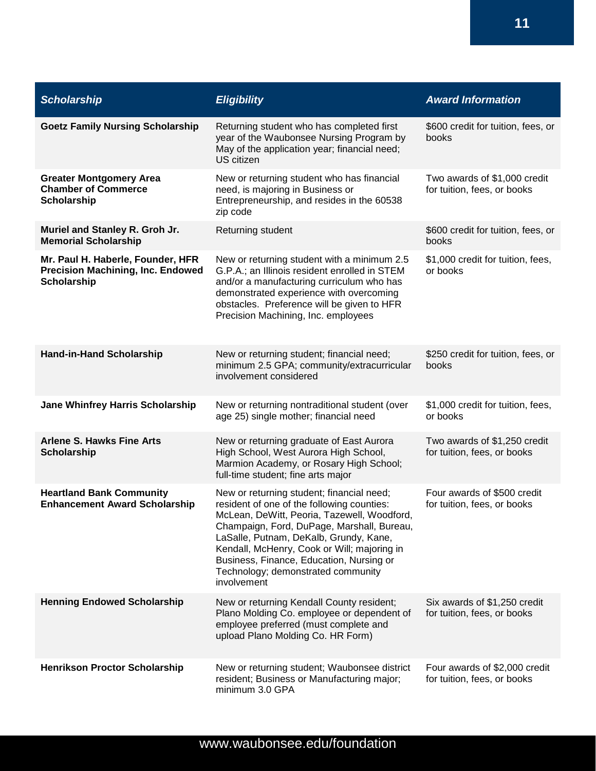| Scholarship | Eligibility | Award Information |
| --- | --- | --- |
| **Goetz Family Nursing Scholarship** | Returning student who has completed first year of the Waubonsee Nursing Program by May of the application year; financial need; US citizen | $600 credit for tuition, fees, or books |
| **Greater Montgomery Area Chamber of Commerce Scholarship** | New or returning student who has financial need, is majoring in Business or Entrepreneurship, and resides in the 60538 zip code | Two awards of $1,000 credit for tuition, fees, or books |
| **Muriel and Stanley R. Groh Jr. Memorial Scholarship** | Returning student | $600 credit for tuition, fees, or books |
| **Mr. Paul H. Haberle, Founder, HFR Precision Machining, Inc. Endowed Scholarship** | New or returning student with a minimum 2.5 G.P.A.; an Illinois resident enrolled in STEM and/or a manufacturing curriculum who has demonstrated experience with overcoming obstacles. Preference will be given to HFR Precision Machining, Inc. employees | $1,000 credit for tuition, fees, or books |
| **Hand-in-Hand Scholarship** | New or returning student; financial need; minimum 2.5 GPA; community/extracurricular involvement considered | $250 credit for tuition, fees, or books |
| **Jane Whinfrey Harris Scholarship** | New or returning nontraditional student (over age 25) single mother; financial need | $1,000 credit for tuition, fees, or books |
| **Arlene S. Hawks Fine Arts Scholarship** | New or returning graduate of East Aurora High School, West Aurora High School, Marmion Academy, or Rosary High School; full-time student; fine arts major | Two awards of $1,250 credit for tuition, fees, or books |
| **Heartland Bank Community Enhancement Award Scholarship** | New or returning student; financial need; resident of one of the following counties: McLean, DeWitt, Peoria, Tazewell, Woodford, Champaign, Ford, DuPage, Marshall, Bureau, LaSalle, Putnam, DeKalb, Grundy, Kane, Kendall, McHenry, Cook or Will; majoring in Business, Finance, Education, Nursing or Technology; demonstrated community involvement | Four awards of $500 credit for tuition, fees, or books |
| **Henning Endowed Scholarship** | New or returning Kendall County resident; Plano Molding Co. employee or dependent of employee preferred (must complete and upload Plano Molding Co. HR Form) | Six awards of $1,250 credit for tuition, fees, or books |
| **Henrikson Proctor Scholarship** | New or returning student; Waubonsee district resident; Business or Manufacturing major; minimum 3.0 GPA | Four awards of $2,000 credit for tuition, fees, or books |

www.waubonsee.edu/foundation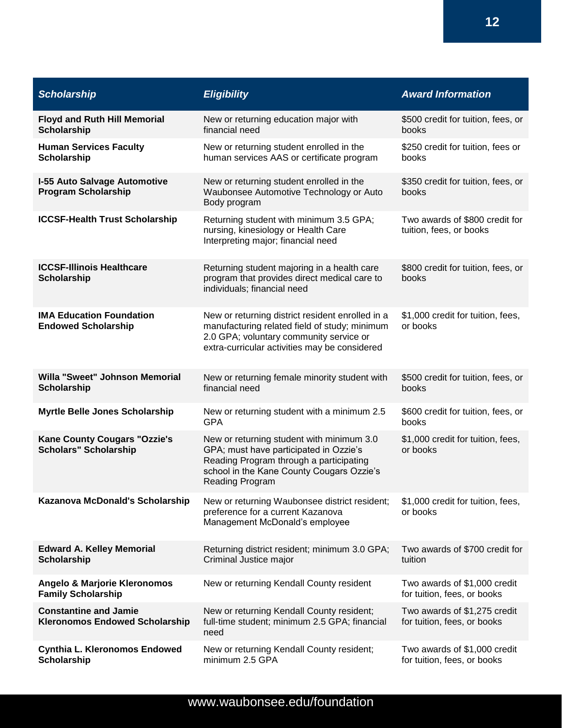| *Scholarship* | *Eligibility* | *Award Information* |
| --- | --- | --- |
| **Floyd and Ruth Hill Memorial Scholarship** | New or returning education major with financial need | $500 credit for tuition, fees, or books |
| **Human Services Faculty Scholarship** | New or returning student enrolled in the human services AAS or certificate program | $250 credit for tuition, fees or books |
| **I-55 Auto Salvage Automotive Program Scholarship** | New or returning student enrolled in the Waubonsee Automotive Technology or Auto Body program | $350 credit for tuition, fees, or books |
| **ICCSF-Health Trust Scholarship** | Returning student with minimum 3.5 GPA; nursing, kinesiology or Health Care Interpreting major; financial need | Two awards of $800 credit for tuition, fees, or books |
| **ICCSF-Illinois Healthcare Scholarship** | Returning student majoring in a health care program that provides direct medical care to individuals; financial need | $800 credit for tuition, fees, or books |
| **IMA Education Foundation Endowed Scholarship** | New or returning district resident enrolled in a manufacturing related field of study; minimum 2.0 GPA; voluntary community service or extra-curricular activities may be considered | $1,000 credit for tuition, fees, or books |
| **Willa "Sweet" Johnson Memorial Scholarship** | New or returning female minority student with financial need | $500 credit for tuition, fees, or books |
| **Myrtle Belle Jones Scholarship** | New or returning student with a minimum 2.5 GPA | $600 credit for tuition, fees, or books |
| **Kane County Cougars "Ozzie's Scholars" Scholarship** | New or returning student with minimum 3.0 GPA; must have participated in Ozzie's Reading Program through a participating school in the Kane County Cougars Ozzie's Reading Program | $1,000 credit for tuition, fees, or books |
| **Kazanova McDonald's Scholarship** | New or returning Waubonsee district resident; preference for a current Kazanova Management McDonald's employee | $1,000 credit for tuition, fees, or books |
| **Edward A. Kelley Memorial Scholarship** | Returning district resident; minimum 3.0 GPA; Criminal Justice major | Two awards of $700 credit for tuition |
| **Angelo & Marjorie Kleronomos Family Scholarship** | New or returning Kendall County resident | Two awards of $1,000 credit for tuition, fees, or books |
| **Constantine and Jamie Kleronomos Endowed Scholarship** | New or returning Kendall County resident; full-time student; minimum 2.5 GPA; financial need | Two awards of $1,275 credit for tuition, fees, or books |
| **Cynthia L. Kleronomos Endowed Scholarship** | New or returning Kendall County resident; minimum 2.5 GPA | Two awards of $1,000 credit for tuition, fees, or books |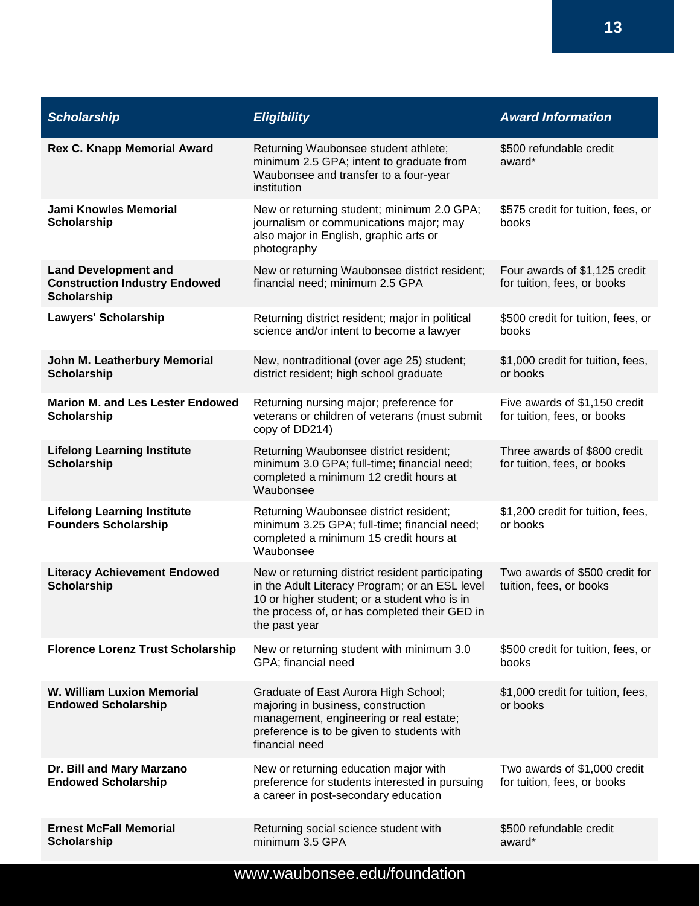| Scholarship | Eligibility | Award Information |
|---|---|---|
| **Rex C. Knapp Memorial Award** | Returning Waubonsee student athlete; minimum 2.5 GPA; intent to graduate from Waubonsee and transfer to a four-year institution | $500 refundable credit award* |
| **Jami Knowles Memorial Scholarship** | New or returning student; minimum 2.0 GPA; journalism or communications major; may also major in English, graphic arts or photography | $575 credit for tuition, fees, or books |
| **Land Development and Construction Industry Endowed Scholarship** | New or returning Waubonsee district resident; financial need; minimum 2.5 GPA | Four awards of $1,125 credit for tuition, fees, or books |
| **Lawyers' Scholarship** | Returning district resident; major in political science and/or intent to become a lawyer | $500 credit for tuition, fees, or books |
| **John M. Leatherbury Memorial Scholarship** | New, nontraditional (over age 25) student; district resident; high school graduate | $1,000 credit for tuition, fees, or books |
| **Marion M. and Les Lester Endowed Scholarship** | Returning nursing major; preference for veterans or children of veterans (must submit copy of DD214) | Five awards of $1,150 credit for tuition, fees, or books |
| **Lifelong Learning Institute Scholarship** | Returning Waubonsee district resident; minimum 3.0 GPA; full-time; financial need; completed a minimum 12 credit hours at Waubonsee | Three awards of $800 credit for tuition, fees, or books |
| **Lifelong Learning Institute Founders Scholarship** | Returning Waubonsee district resident; minimum 3.25 GPA; full-time; financial need; completed a minimum 15 credit hours at Waubonsee | $1,200 credit for tuition, fees, or books |
| **Literacy Achievement Endowed Scholarship** | New or returning district resident participating in the Adult Literacy Program; or an ESL level 10 or higher student; or a student who is in the process of, or has completed their GED in the past year | Two awards of $500 credit for tuition, fees, or books |
| **Florence Lorenz Trust Scholarship** | New or returning student with minimum 3.0 GPA; financial need | $500 credit for tuition, fees, or books |
| **W. William Luxion Memorial Endowed Scholarship** | Graduate of East Aurora High School; majoring in business, construction management, engineering or real estate; preference is to be given to students with financial need | $1,000 credit for tuition, fees, or books |
| **Dr. Bill and Mary Marzano Endowed Scholarship** | New or returning education major with preference for students interested in pursuing a career in post-secondary education | Two awards of $1,000 credit for tuition, fees, or books |
| **Ernest McFall Memorial Scholarship** | Returning social science student with minimum 3.5 GPA | $500 refundable credit award* |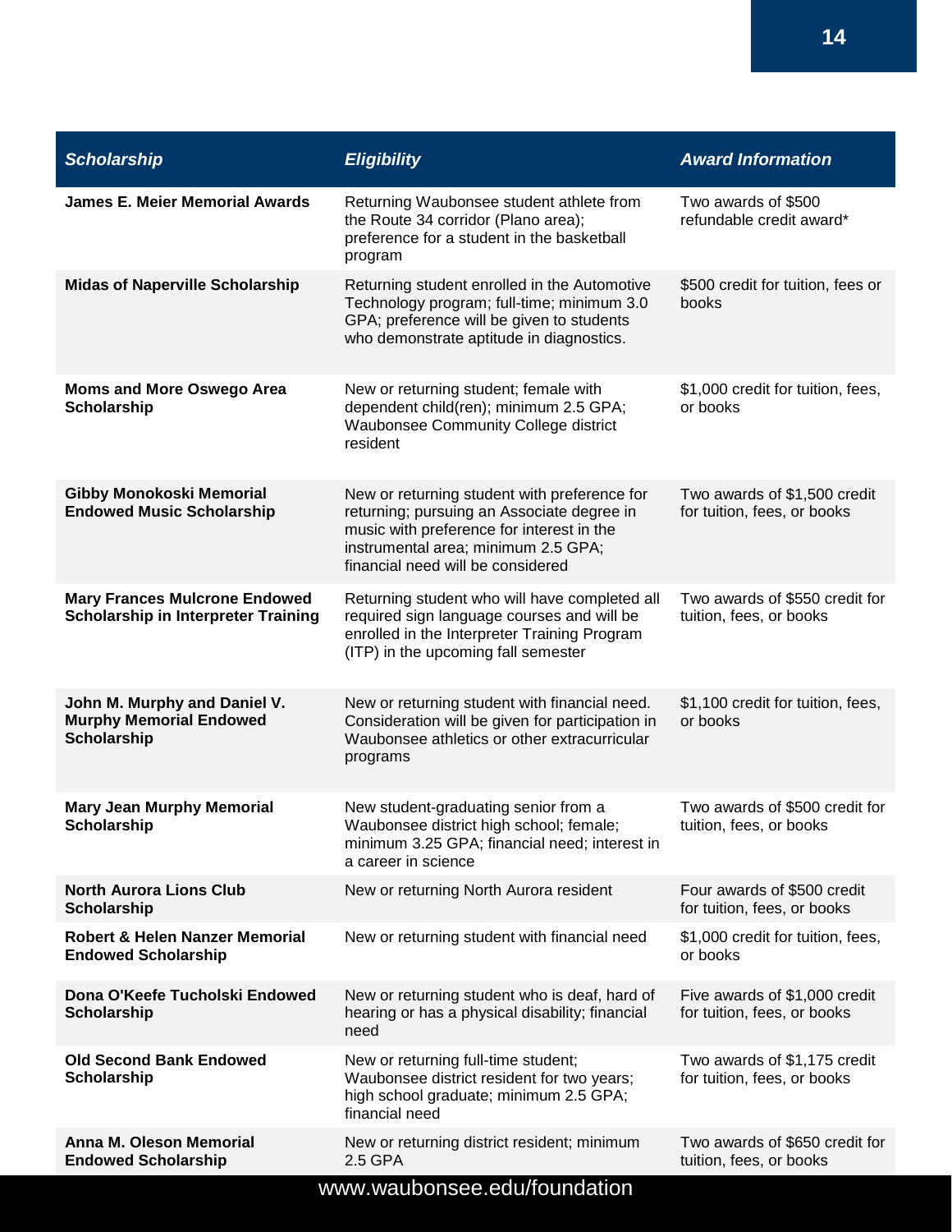| *Scholarship* | *Eligibility* | *Award Information* |
|---|---|---|
| **James E. Meier Memorial Awards** | Returning Waubonsee student athlete from the Route 34 corridor (Plano area); preference for a student in the basketball program | Two awards of $500 refundable credit award* |
| **Midas of Naperville Scholarship** | Returning student enrolled in the Automotive Technology program; full-time; minimum 3.0 GPA; preference will be given to students who demonstrate aptitude in diagnostics. | $500 credit for tuition, fees or books |
| **Moms and More Oswego Area Scholarship** | New or returning student; female with dependent child(ren); minimum 2.5 GPA; Waubonsee Community College district resident | $1,000 credit for tuition, fees, or books |
| **Gibby Monokoski Memorial Endowed Music Scholarship** | New or returning student with preference for returning; pursuing an Associate degree in music with preference for interest in the instrumental area; minimum 2.5 GPA; financial need will be considered | Two awards of $1,500 credit for tuition, fees, or books |
| **Mary Frances Mulcrone Endowed Scholarship in Interpreter Training** | Returning student who will have completed all required sign language courses and will be enrolled in the Interpreter Training Program (ITP) in the upcoming fall semester | Two awards of $550 credit for tuition, fees, or books |
| **John M. Murphy and Daniel V. Murphy Memorial Endowed Scholarship** | New or returning student with financial need. Consideration will be given for participation in Waubonsee athletics or other extracurricular programs | $1,100 credit for tuition, fees, or books |
| **Mary Jean Murphy Memorial Scholarship** | New student-graduating senior from a Waubonsee district high school; female; minimum 3.25 GPA; financial need; interest in a career in science | Two awards of $500 credit for tuition, fees, or books |
| **North Aurora Lions Club Scholarship** | New or returning North Aurora resident | Four awards of $500 credit for tuition, fees, or books |
| **Robert & Helen Nanzer Memorial Endowed Scholarship** | New or returning student with financial need | $1,000 credit for tuition, fees, or books |
| **Dona O'Keefe Tucholski Endowed Scholarship** | New or returning student who is deaf, hard of hearing or has a physical disability; financial need | Five awards of $1,000 credit for tuition, fees, or books |
| **Old Second Bank Endowed Scholarship** | New or returning full-time student; Waubonsee district resident for two years; high school graduate; minimum 2.5 GPA; financial need | Two awards of $1,175 credit for tuition, fees, or books |
| **Anna M. Oleson Memorial Endowed Scholarship** | New or returning district resident; minimum 2.5 GPA | Two awards of $650 credit for tuition, fees, or books |

www.waubonsee.edu/foundation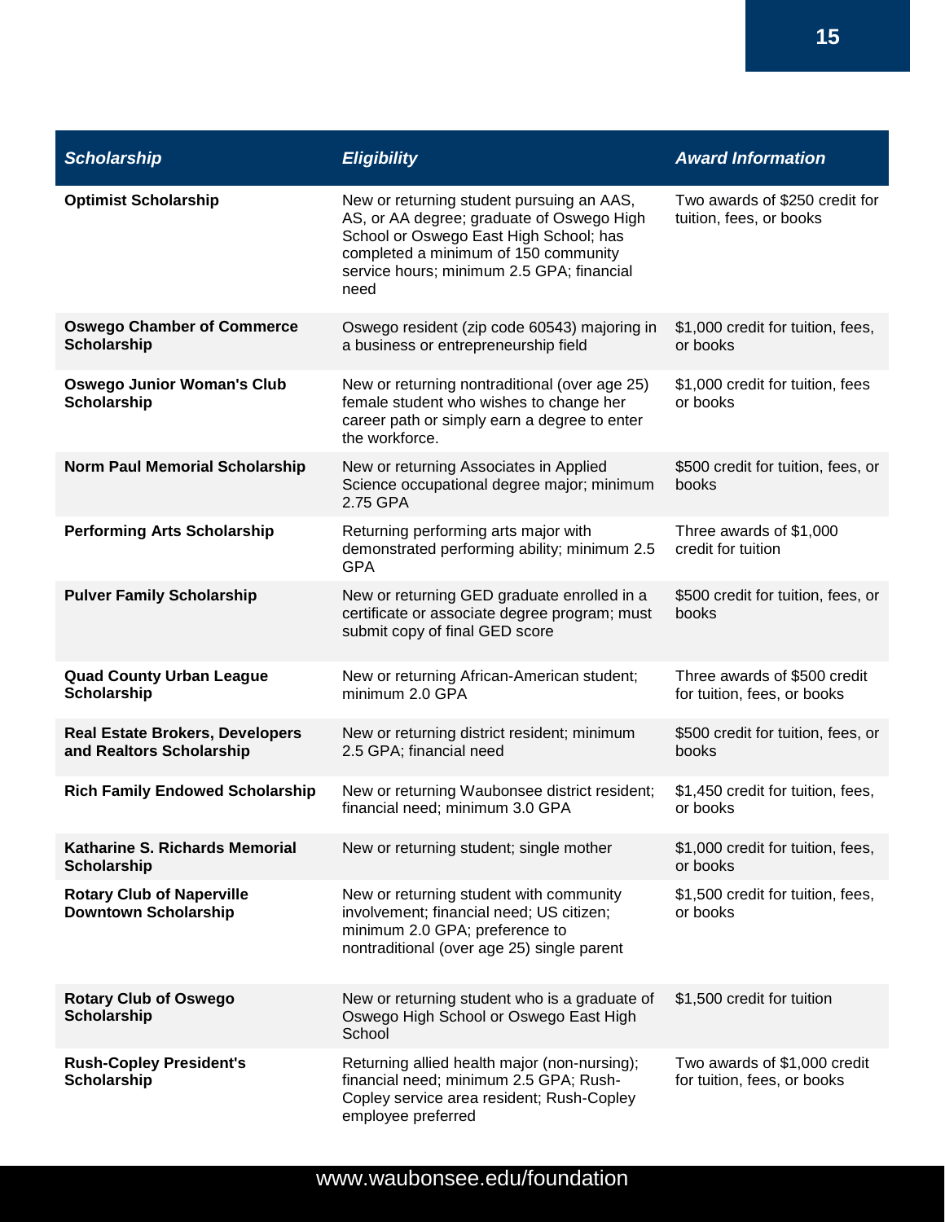| Scholarship | Eligibility | Award Information |
|---|---|---|
| **Optimist Scholarship** | New or returning student pursuing an AAS, AS, or AA degree; graduate of Oswego High School or Oswego East High School; has completed a minimum of 150 community service hours; minimum 2.5 GPA; financial need | Two awards of $250 credit for tuition, fees, or books |
| **Oswego Chamber of Commerce Scholarship** | Oswego resident (zip code 60543) majoring in a business or entrepreneurship field | $1,000 credit for tuition, fees, or books |
| **Oswego Junior Woman's Club Scholarship** | New or returning nontraditional (over age 25) female student who wishes to change her career path or simply earn a degree to enter the workforce. | $1,000 credit for tuition, fees or books |
| **Norm Paul Memorial Scholarship** | New or returning Associates in Applied Science occupational degree major; minimum 2.75 GPA | $500 credit for tuition, fees, or books |
| **Performing Arts Scholarship** | Returning performing arts major with demonstrated performing ability; minimum 2.5 GPA | Three awards of $1,000 credit for tuition |
| **Pulver Family Scholarship** | New or returning GED graduate enrolled in a certificate or associate degree program; must submit copy of final GED score | $500 credit for tuition, fees, or books |
| **Quad County Urban League Scholarship** | New or returning African-American student; minimum 2.0 GPA | Three awards of $500 credit for tuition, fees, or books |
| **Real Estate Brokers, Developers and Realtors Scholarship** | New or returning district resident; minimum 2.5 GPA; financial need | $500 credit for tuition, fees, or books |
| **Rich Family Endowed Scholarship** | New or returning Waubonsee district resident; financial need; minimum 3.0 GPA | $1,450 credit for tuition, fees, or books |
| **Katharine S. Richards Memorial Scholarship** | New or returning student; single mother | $1,000 credit for tuition, fees, or books |
| **Rotary Club of Naperville Downtown Scholarship** | New or returning student with community involvement; financial need; US citizen; minimum 2.0 GPA; preference to nontraditional (over age 25) single parent | $1,500 credit for tuition, fees, or books |
| **Rotary Club of Oswego Scholarship** | New or returning student who is a graduate of Oswego High School or Oswego East High School | $1,500 credit for tuition |
| **Rush-Copley President's Scholarship** | Returning allied health major (non-nursing); financial need; minimum 2.5 GPA; Rush-Copley service area resident; Rush-Copley employee preferred | Two awards of $1,000 credit for tuition, fees, or books |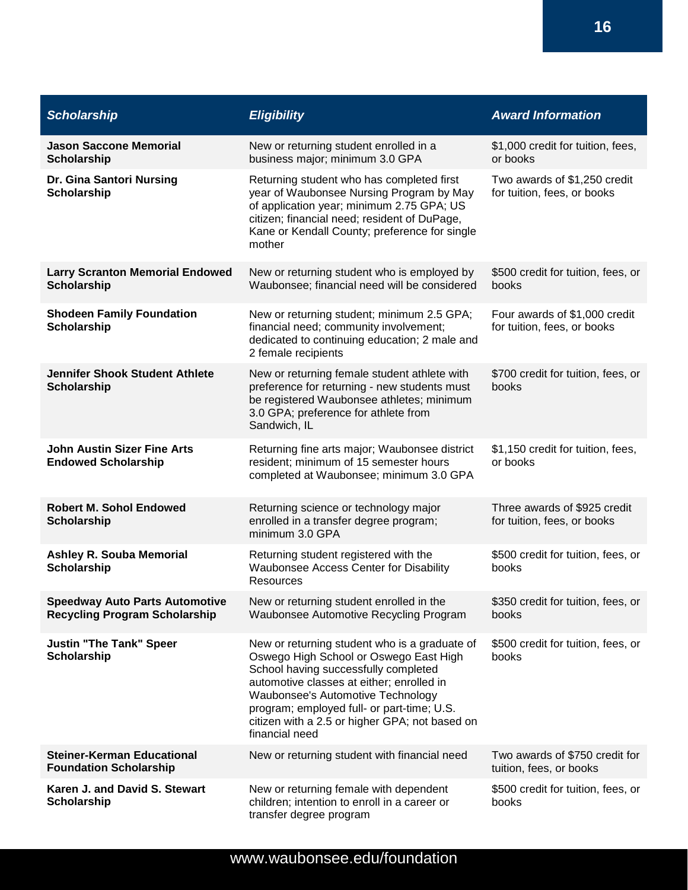| *Scholarship* | *Eligibility* | *Award Information* |
|---|---|---|
| **Jason Saccone Memorial Scholarship** | New or returning student enrolled in a business major; minimum 3.0 GPA | $1,000 credit for tuition, fees, or books |
| **Dr. Gina Santori Nursing Scholarship** | Returning student who has completed first year of Waubonsee Nursing Program by May of application year; minimum 2.75 GPA; US citizen; financial need; resident of DuPage, Kane or Kendall County; preference for single mother | Two awards of $1,250 credit for tuition, fees, or books |
| **Larry Scranton Memorial Endowed Scholarship** | New or returning student who is employed by Waubonsee; financial need will be considered | $500 credit for tuition, fees, or books |
| **Shodeen Family Foundation Scholarship** | New or returning student; minimum 2.5 GPA; financial need; community involvement; dedicated to continuing education; 2 male and 2 female recipients | Four awards of $1,000 credit for tuition, fees, or books |
| **Jennifer Shook Student Athlete Scholarship** | New or returning female student athlete with preference for returning - new students must be registered Waubonsee athletes; minimum 3.0 GPA; preference for athlete from Sandwich, IL | $700 credit for tuition, fees, or books |
| **John Austin Sizer Fine Arts Endowed Scholarship** | Returning fine arts major; Waubonsee district resident; minimum of 15 semester hours completed at Waubonsee; minimum 3.0 GPA | $1,150 credit for tuition, fees, or books |
| **Robert M. Sohol Endowed Scholarship** | Returning science or technology major enrolled in a transfer degree program; minimum 3.0 GPA | Three awards of $925 credit for tuition, fees, or books |
| **Ashley R. Souba Memorial Scholarship** | Returning student registered with the Waubonsee Access Center for Disability Resources | $500 credit for tuition, fees, or books |
| **Speedway Auto Parts Automotive Recycling Program Scholarship** | New or returning student enrolled in the Waubonsee Automotive Recycling Program | $350 credit for tuition, fees, or books |
| **Justin "The Tank" Speer Scholarship** | New or returning student who is a graduate of Oswego High School or Oswego East High School having successfully completed automotive classes at either; enrolled in Waubonsee's Automotive Technology program; employed full- or part-time; U.S. citizen with a 2.5 or higher GPA; not based on financial need | $500 credit for tuition, fees, or books |
| **Steiner-Kerman Educational Foundation Scholarship** | New or returning student with financial need | Two awards of $750 credit for tuition, fees, or books |
| **Karen J. and David S. Stewart Scholarship** | New or returning female with dependent children; intention to enroll in a career or transfer degree program | $500 credit for tuition, fees, or books |

www.waubonsee.edu/foundation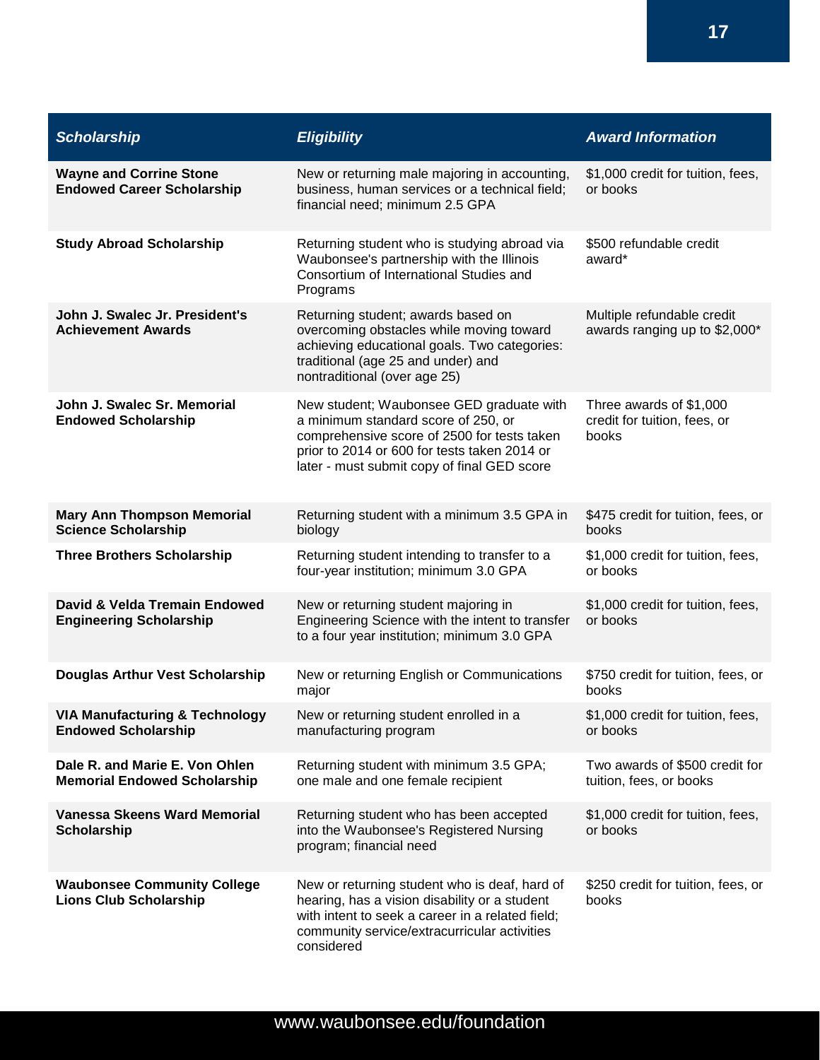| *Scholarship* | *Eligibility* | *Award Information* |
|---|---|---|
| **Wayne and Corrine Stone Endowed Career Scholarship** | New or returning male majoring in accounting, business, human services or a technical field; financial need; minimum 2.5 GPA | $1,000 credit for tuition, fees, or books |
| **Study Abroad Scholarship** | Returning student who is studying abroad via Waubonsee's partnership with the Illinois Consortium of International Studies and Programs | $500 refundable credit award* |
| **John J. Swalec Jr. President's Achievement Awards** | Returning student; awards based on overcoming obstacles while moving toward achieving educational goals. Two categories: traditional (age 25 and under) and nontraditional (over age 25) | Multiple refundable credit awards ranging up to $2,000* |
| **John J. Swalec Sr. Memorial Endowed Scholarship** | New student; Waubonsee GED graduate with a minimum standard score of 250, or comprehensive score of 2500 for tests taken prior to 2014 or 600 for tests taken 2014 or later - must submit copy of final GED score | Three awards of $1,000 credit for tuition, fees, or books |
| **Mary Ann Thompson Memorial Science Scholarship** | Returning student with a minimum 3.5 GPA in biology | $475 credit for tuition, fees, or books |
| **Three Brothers Scholarship** | Returning student intending to transfer to a four-year institution; minimum 3.0 GPA | $1,000 credit for tuition, fees, or books |
| **David & Velda Tremain Endowed Engineering Scholarship** | New or returning student majoring in Engineering Science with the intent to transfer to a four year institution; minimum 3.0 GPA | $1,000 credit for tuition, fees, or books |
| **Douglas Arthur Vest Scholarship** | New or returning English or Communications major | $750 credit for tuition, fees, or books |
| **VIA Manufacturing & Technology Endowed Scholarship** | New or returning student enrolled in a manufacturing program | $1,000 credit for tuition, fees, or books |
| **Dale R. and Marie E. Von Ohlen Memorial Endowed Scholarship** | Returning student with minimum 3.5 GPA; one male and one female recipient | Two awards of $500 credit for tuition, fees, or books |
| **Vanessa Skeens Ward Memorial Scholarship** | Returning student who has been accepted into the Waubonsee's Registered Nursing program; financial need | $1,000 credit for tuition, fees, or books |
| **Waubonsee Community College Lions Club Scholarship** | New or returning student who is deaf, hard of hearing, has a vision disability or a student with intent to seek a career in a related field; community service/extracurricular activities considered | $250 credit for tuition, fees, or books |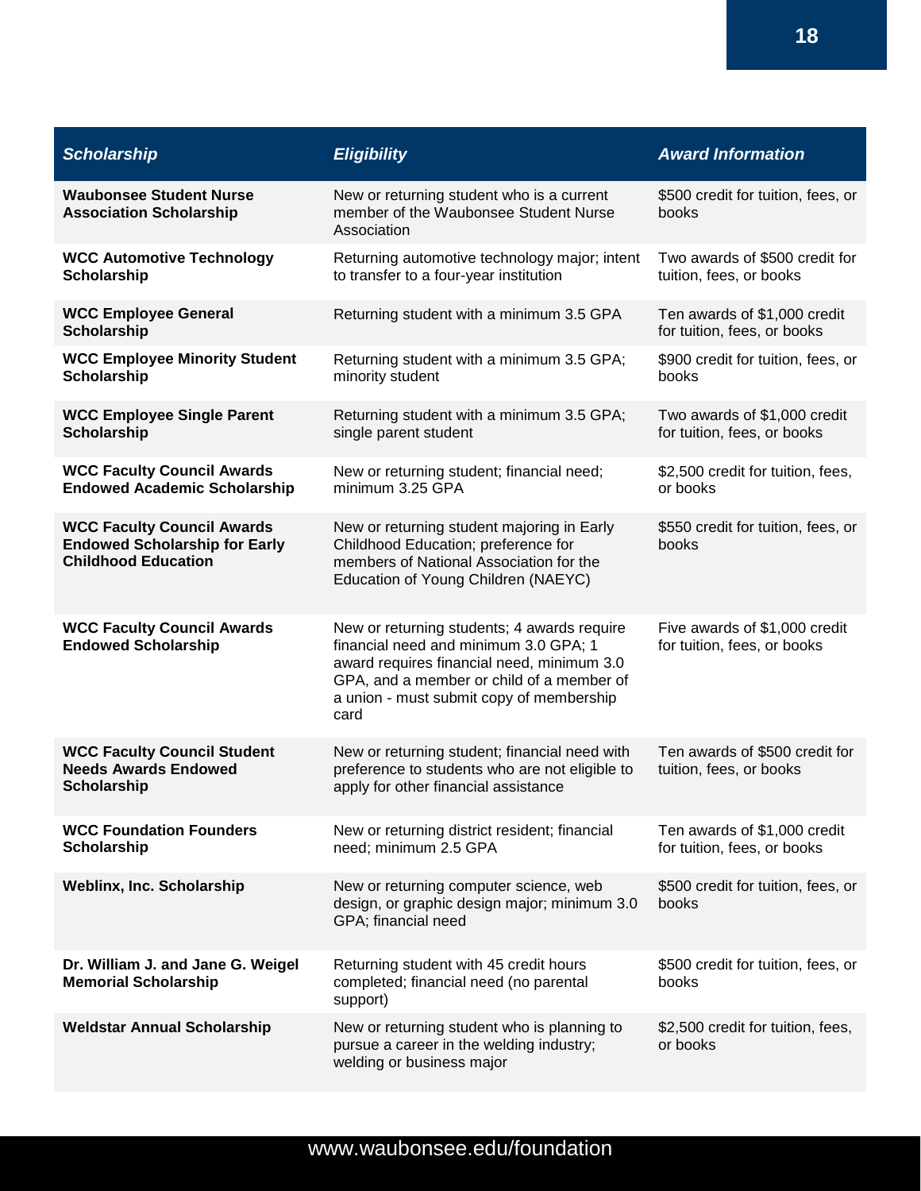| *Scholarship* | *Eligibility* | *Award Information* |
|---|---|---|
| **Waubonsee Student Nurse Association Scholarship** | New or returning student who is a current member of the Waubonsee Student Nurse Association | $500 credit for tuition, fees, or books |
| **WCC Automotive Technology Scholarship** | Returning automotive technology major; intent to transfer to a four-year institution | Two awards of $500 credit for tuition, fees, or books |
| **WCC Employee General Scholarship** | Returning student with a minimum 3.5 GPA | Ten awards of $1,000 credit for tuition, fees, or books |
| **WCC Employee Minority Student Scholarship** | Returning student with a minimum 3.5 GPA; minority student | $900 credit for tuition, fees, or books |
| **WCC Employee Single Parent Scholarship** | Returning student with a minimum 3.5 GPA; single parent student | Two awards of $1,000 credit for tuition, fees, or books |
| **WCC Faculty Council Awards Endowed Academic Scholarship** | New or returning student; financial need; minimum 3.25 GPA | $2,500 credit for tuition, fees, or books |
| **WCC Faculty Council Awards Endowed Scholarship for Early Childhood Education** | New or returning student majoring in Early Childhood Education; preference for members of National Association for the Education of Young Children (NAEYC) | $550 credit for tuition, fees, or books |
| **WCC Faculty Council Awards Endowed Scholarship** | New or returning students; 4 awards require financial need and minimum 3.0 GPA; 1 award requires financial need, minimum 3.0 GPA, and a member or child of a member of a union - must submit copy of membership card | Five awards of $1,000 credit for tuition, fees, or books |
| **WCC Faculty Council Student Needs Awards Endowed Scholarship** | New or returning student; financial need with preference to students who are not eligible to apply for other financial assistance | Ten awards of $500 credit for tuition, fees, or books |
| **WCC Foundation Founders Scholarship** | New or returning district resident; financial need; minimum 2.5 GPA | Ten awards of $1,000 credit for tuition, fees, or books |
| **Weblinx, Inc. Scholarship** | New or returning computer science, web design, or graphic design major; minimum 3.0 GPA; financial need | $500 credit for tuition, fees, or books |
| **Dr. William J. and Jane G. Weigel Memorial Scholarship** | Returning student with 45 credit hours completed; financial need (no parental support) | $500 credit for tuition, fees, or books |
| **Weldstar Annual Scholarship** | New or returning student who is planning to pursue a career in the welding industry; welding or business major | $2,500 credit for tuition, fees, or books |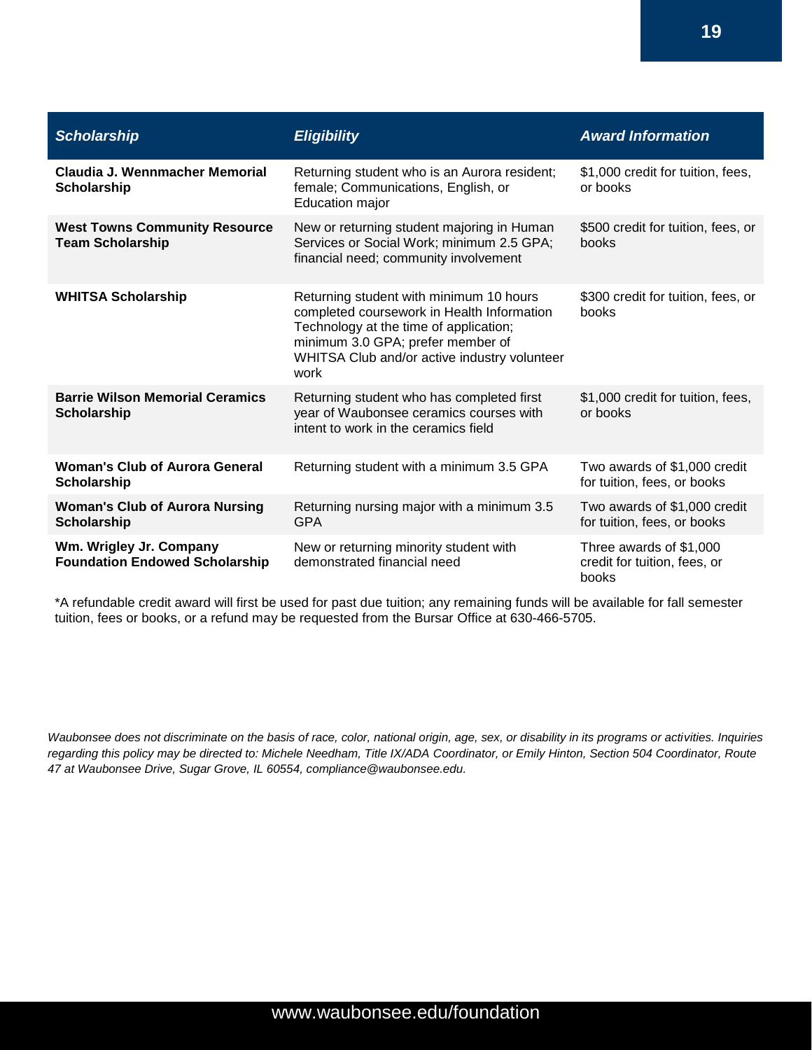| **Scholarship** | **Eligibility** | **Award Information** |
|---|---|---|
| **Claudia J. Wennmacher Memorial Scholarship** | Returning student who is an Aurora resident; female; Communications, English, or Education major | $1,000 credit for tuition, fees, or books |
| **West Towns Community Resource Team Scholarship** | New or returning student majoring in Human Services or Social Work; minimum 2.5 GPA; financial need; community involvement | $500 credit for tuition, fees, or books |
| **WHITSA Scholarship** | Returning student with minimum 10 hours completed coursework in Health Information Technology at the time of application; minimum 3.0 GPA; prefer member of WHITSA Club and/or active industry volunteer work | $300 credit for tuition, fees, or books |
| **Barrie Wilson Memorial Ceramics Scholarship** | Returning student who has completed first year of Waubonsee ceramics courses with intent to work in the ceramics field | $1,000 credit for tuition, fees, or books |
| **Woman's Club of Aurora General Scholarship** | Returning student with a minimum 3.5 GPA | Two awards of $1,000 credit for tuition, fees, or books |
| **Woman's Club of Aurora Nursing Scholarship** | Returning nursing major with a minimum 3.5 GPA | Two awards of $1,000 credit for tuition, fees, or books |
| **Wm. Wrigley Jr. Company Foundation Endowed Scholarship** | New or returning minority student with demonstrated financial need | Three awards of $1,000 credit for tuition, fees, or books |

*A refundable credit award will first be used for past due tuition; any remaining funds will be available for fall semester tuition, fees or books, or a refund may be requested from the Bursar Office at 630-466-5705.

*Waubonsee does not discriminate on the basis of race, color, national origin, age, sex, or disability in its programs or activities. Inquiries regarding this policy may be directed to: Michele Needham, Title IX/ADA Coordinator, or Emily Hinton, Section 504 Coordinator, Route 47 at Waubonsee Drive, Sugar Grove, IL 60554, compliance@waubonsee.edu.*

www.waubonsee.edu/foundation